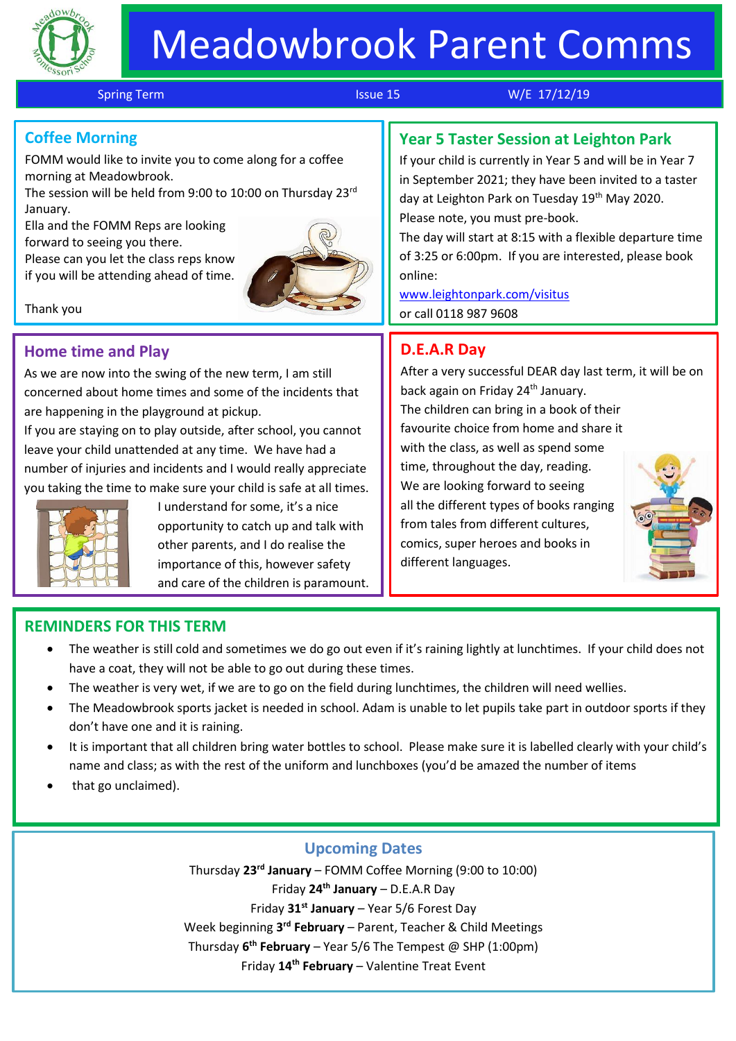# Meadowbrook Parent Comms

Spring Term | Issue 15 | W/E 17/12/19

## Coffee Morning

FOMM would like to invite you to come along for a coffee morning at Meadowbrook.
The session will be held from 9:00 to 10:00 on Thursday 23rd January.
Ella and the FOMM Reps are looking forward to seeing you there.
Please can you let the class reps know if you will be attending ahead of time.

Thank you

## Year 5 Taster Session at Leighton Park

If your child is currently in Year 5 and will be in Year 7 in September 2021; they have been invited to a taster day at Leighton Park on Tuesday 19th May 2020.
Please note, you must pre-book.
The day will start at 8:15 with a flexible departure time of 3:25 or 6:00pm. If you are interested, please book online:
www.leightonpark.com/visitus
or call 0118 987 9608

## Home time and Play

As we are now into the swing of the new term, I am still concerned about home times and some of the incidents that are happening in the playground at pickup.
If you are staying on to play outside, after school, you cannot leave your child unattended at any time. We have had a number of injuries and incidents and I would really appreciate you taking the time to make sure your child is safe at all times. I understand for some, it's a nice opportunity to catch up and talk with other parents, and I do realise the importance of this, however safety and care of the children is paramount.

## D.E.A.R Day

After a very successful DEAR day last term, it will be on back again on Friday 24th January.
The children can bring in a book of their favourite choice from home and share it with the class, as well as spend some time, throughout the day, reading.
We are looking forward to seeing all the different types of books ranging from tales from different cultures, comics, super heroes and books in different languages.

## REMINDERS FOR THIS TERM

- The weather is still cold and sometimes we do go out even if it's raining lightly at lunchtimes. If your child does not have a coat, they will not be able to go out during these times.
- The weather is very wet, if we are to go on the field during lunchtimes, the children will need wellies.
- The Meadowbrook sports jacket is needed in school. Adam is unable to let pupils take part in outdoor sports if they don't have one and it is raining.
- It is important that all children bring water bottles to school. Please make sure it is labelled clearly with your child's name and class; as with the rest of the uniform and lunchboxes (you'd be amazed the number of items
- that go unclaimed).

## Upcoming Dates

Thursday **23rd January** – FOMM Coffee Morning (9:00 to 10:00)
Friday **24th January** – D.E.A.R Day
Friday **31st January** – Year 5/6 Forest Day
Week beginning **3rd February** – Parent, Teacher & Child Meetings
Thursday **6th February** – Year 5/6 The Tempest @ SHP (1:00pm)
Friday **14th February** – Valentine Treat Event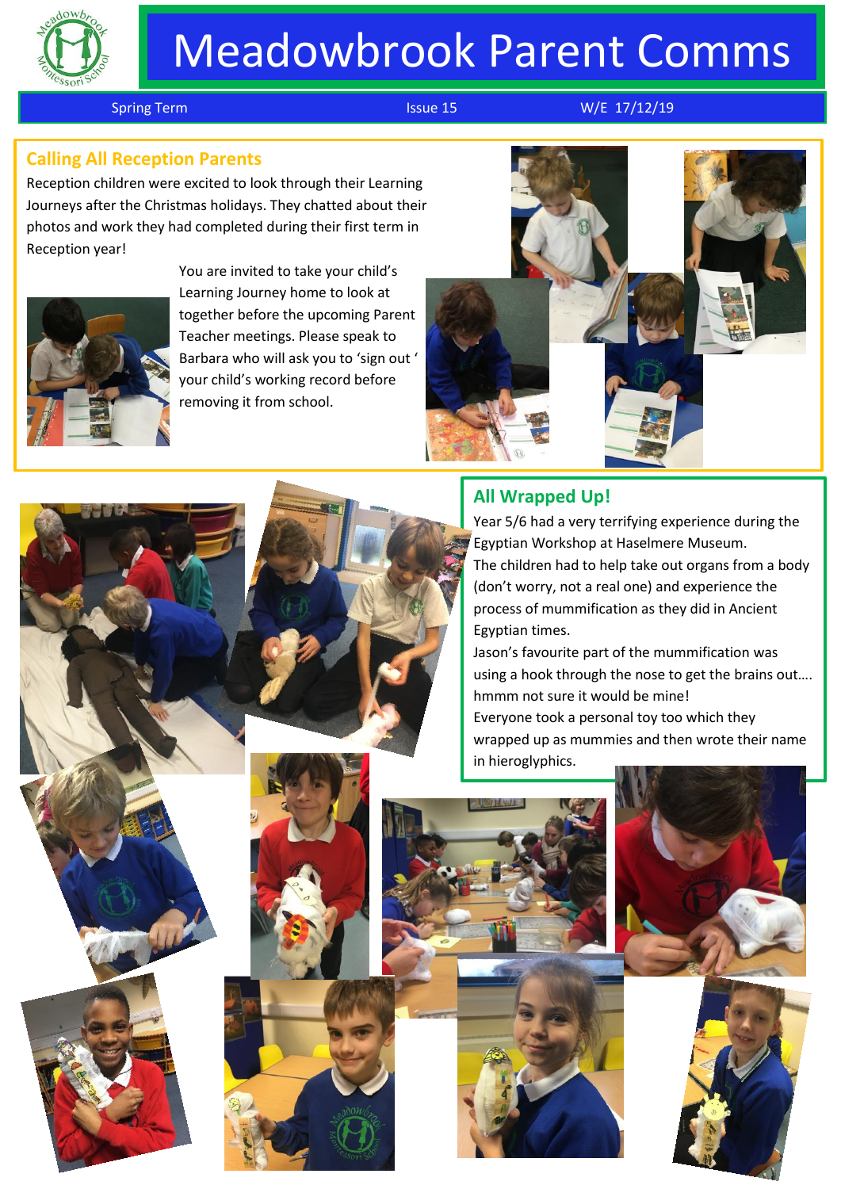# Meadowbrook Parent Comms

Spring Term | Issue 15 | W/E 17/12/19

## Calling All Reception Parents

Reception children were excited to look through their Learning Journeys after the Christmas holidays. They chatted about their photos and work they had completed during their first term in Reception year!

You are invited to take your child's Learning Journey home to look at together before the upcoming Parent Teacher meetings. Please speak to Barbara who will ask you to 'sign out ' your child's working record before removing it from school.

## All Wrapped Up!

Year 5/6 had a very terrifying experience during the Egyptian Workshop at Haselmere Museum.

The children had to help take out organs from a body (don't worry, not a real one) and experience the process of mummification as they did in Ancient Egyptian times.

Jason's favourite part of the mummification was using a hook through the nose to get the brains out…. hmmm not sure it would be mine!

Everyone took a personal toy too which they wrapped up as mummies and then wrote their name in hieroglyphics.